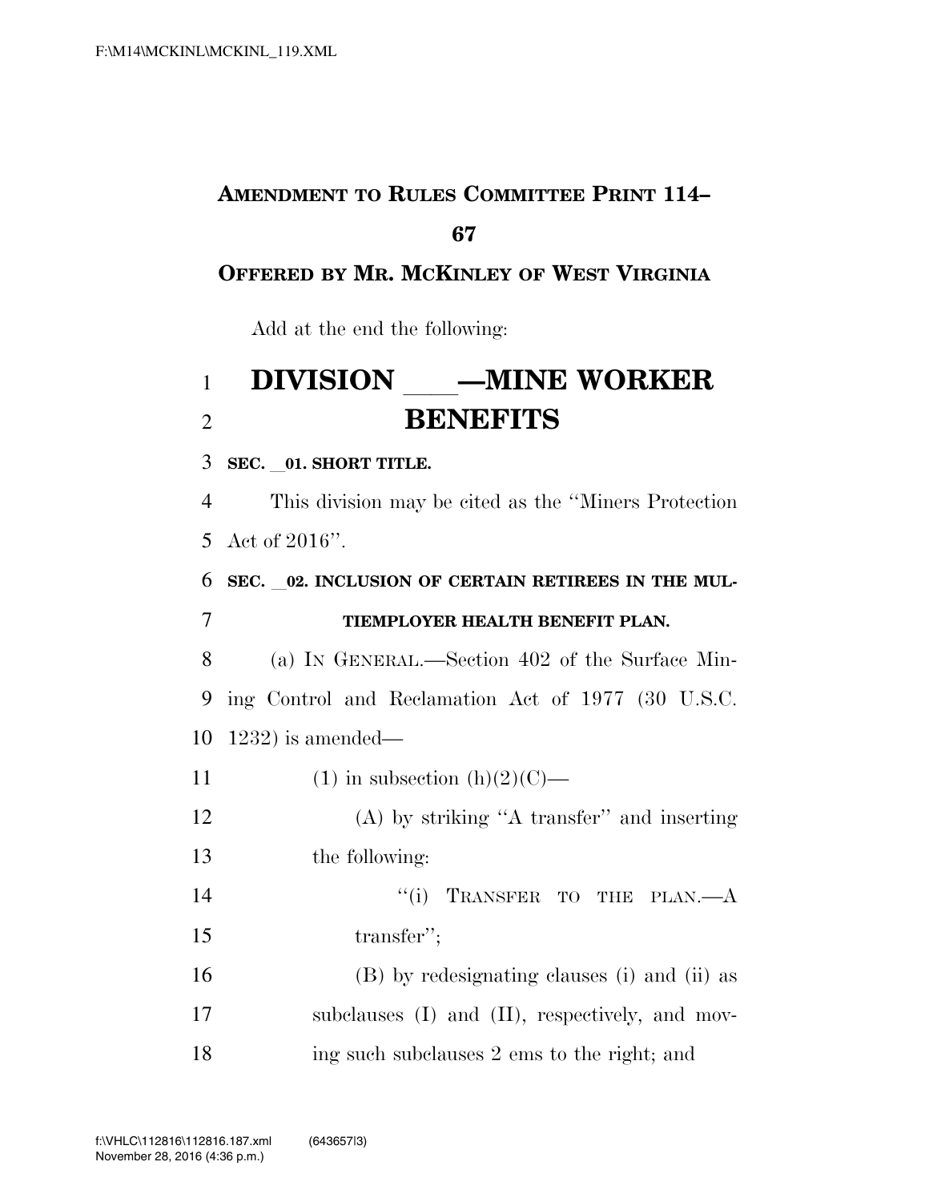**AMENDMENT TO RULES COMMITTEE PRINT 114–67**

**OFFERED BY MR. MCKINLEY OF WEST VIRGINIA**

Add at the end the following:

# DIVISION \_\_\_\_—MINE WORKER BENEFITS

**SEC. \_\_01. SHORT TITLE.**

This division may be cited as the ''Miners Protection Act of 2016''.

**SEC. \_\_02. INCLUSION OF CERTAIN RETIREES IN THE MULTIEMPLOYER HEALTH BENEFIT PLAN.**

(a) IN GENERAL.—Section 402 of the Surface Mining Control and Reclamation Act of 1977 (30 U.S.C. 1232) is amended—

(1) in subsection (h)(2)(C)—

(A) by striking ''A transfer'' and inserting the following:

''(i) TRANSFER TO THE PLAN.—A transfer'';

(B) by redesignating clauses (i) and (ii) as subclauses (I) and (II), respectively, and moving such subclauses 2 ems to the right; and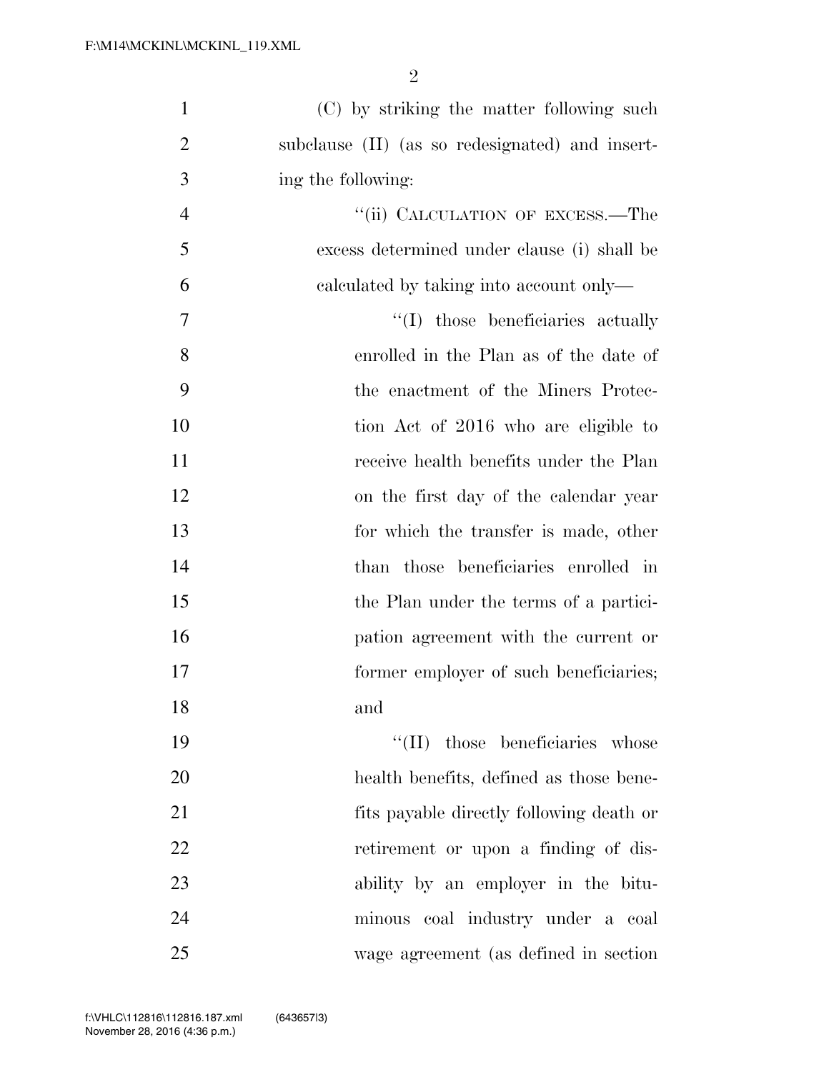(C) by striking the matter following such subclause (II) (as so redesignated) and inserting the following:

"(ii) CALCULATION OF EXCESS.—The excess determined under clause (i) shall be calculated by taking into account only—

"(I) those beneficiaries actually enrolled in the Plan as of the date of the enactment of the Miners Protection Act of 2016 who are eligible to receive health benefits under the Plan on the first day of the calendar year for which the transfer is made, other than those beneficiaries enrolled in the Plan under the terms of a participation agreement with the current or former employer of such beneficiaries; and

"(II) those beneficiaries whose health benefits, defined as those benefits payable directly following death or retirement or upon a finding of disability by an employer in the bituminous coal industry under a coal wage agreement (as defined in section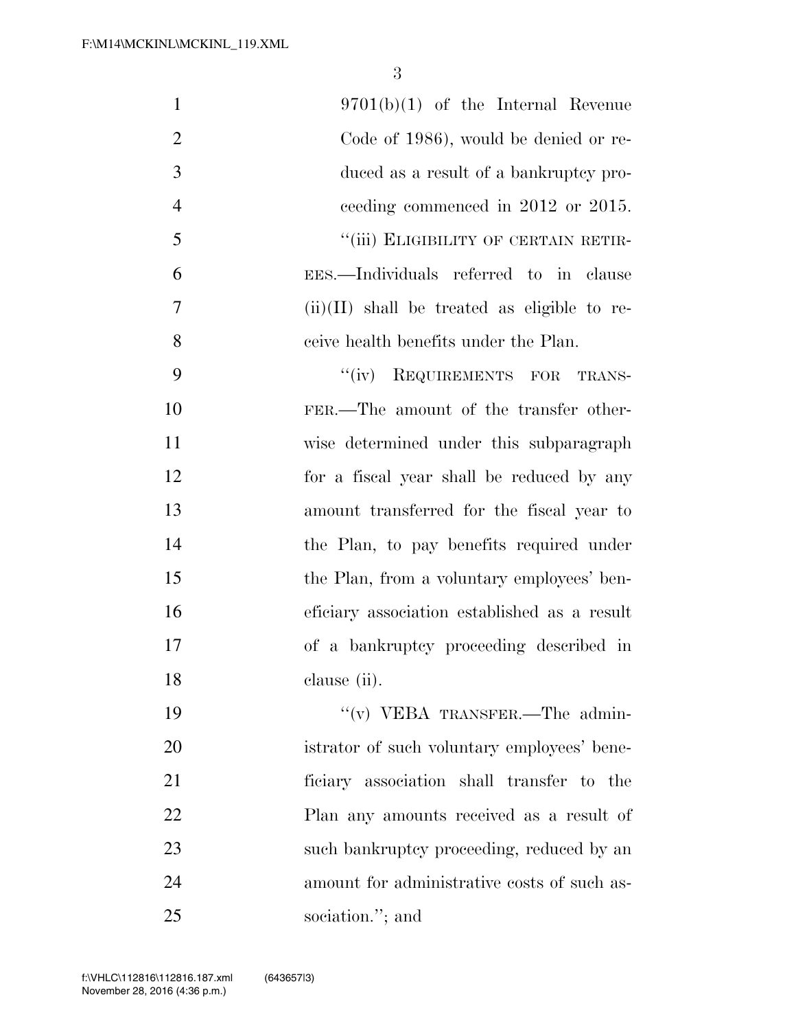9701(b)(1) of the Internal Revenue Code of 1986), would be denied or reduced as a result of a bankruptcy proceeding commenced in 2012 or 2015.

"(iii) ELIGIBILITY OF CERTAIN RETIREES.—Individuals referred to in clause (ii)(II) shall be treated as eligible to receive health benefits under the Plan.

"(iv) REQUIREMENTS FOR TRANSFER.—The amount of the transfer otherwise determined under this subparagraph for a fiscal year shall be reduced by any amount transferred for the fiscal year to the Plan, to pay benefits required under the Plan, from a voluntary employees' beneficiary association established as a result of a bankruptcy proceeding described in clause (ii).

"(v) VEBA TRANSFER.—The administrator of such voluntary employees' beneficiary association shall transfer to the Plan any amounts received as a result of such bankruptcy proceeding, reduced by an amount for administrative costs of such association."; and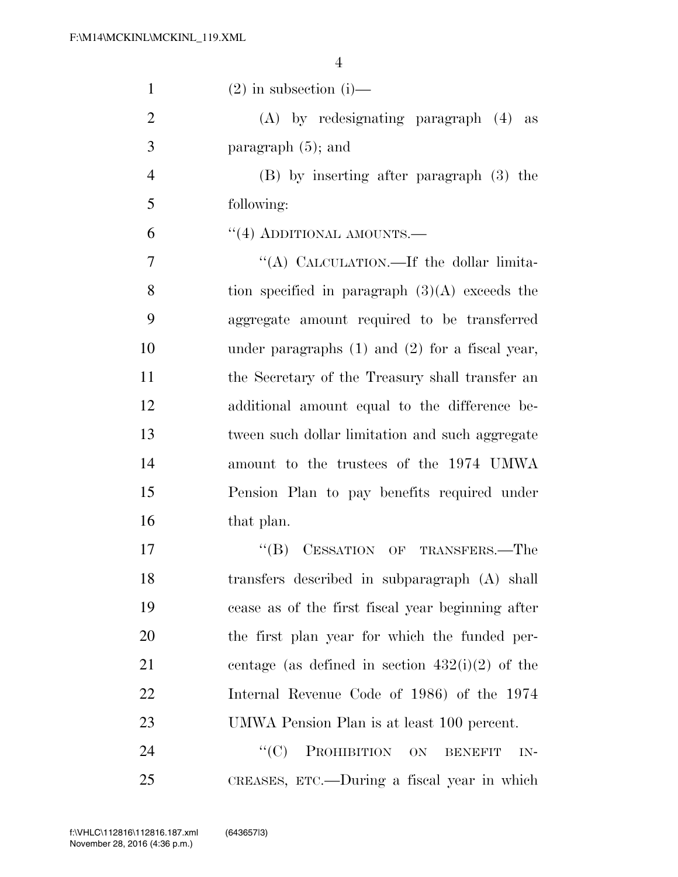(2) in subsection (i)—

(A) by redesignating paragraph (4) as paragraph (5); and

(B) by inserting after paragraph (3) the following:

"(4) ADDITIONAL AMOUNTS.—

"(A) CALCULATION.—If the dollar limitation specified in paragraph (3)(A) exceeds the aggregate amount required to be transferred under paragraphs (1) and (2) for a fiscal year, the Secretary of the Treasury shall transfer an additional amount equal to the difference between such dollar limitation and such aggregate amount to the trustees of the 1974 UMWA Pension Plan to pay benefits required under that plan.

"(B) CESSATION OF TRANSFERS.—The transfers described in subparagraph (A) shall cease as of the first fiscal year beginning after the first plan year for which the funded percentage (as defined in section 432(i)(2) of the Internal Revenue Code of 1986) of the 1974 UMWA Pension Plan is at least 100 percent.

"(C) PROHIBITION ON BENEFIT INCREASES, ETC.—During a fiscal year in which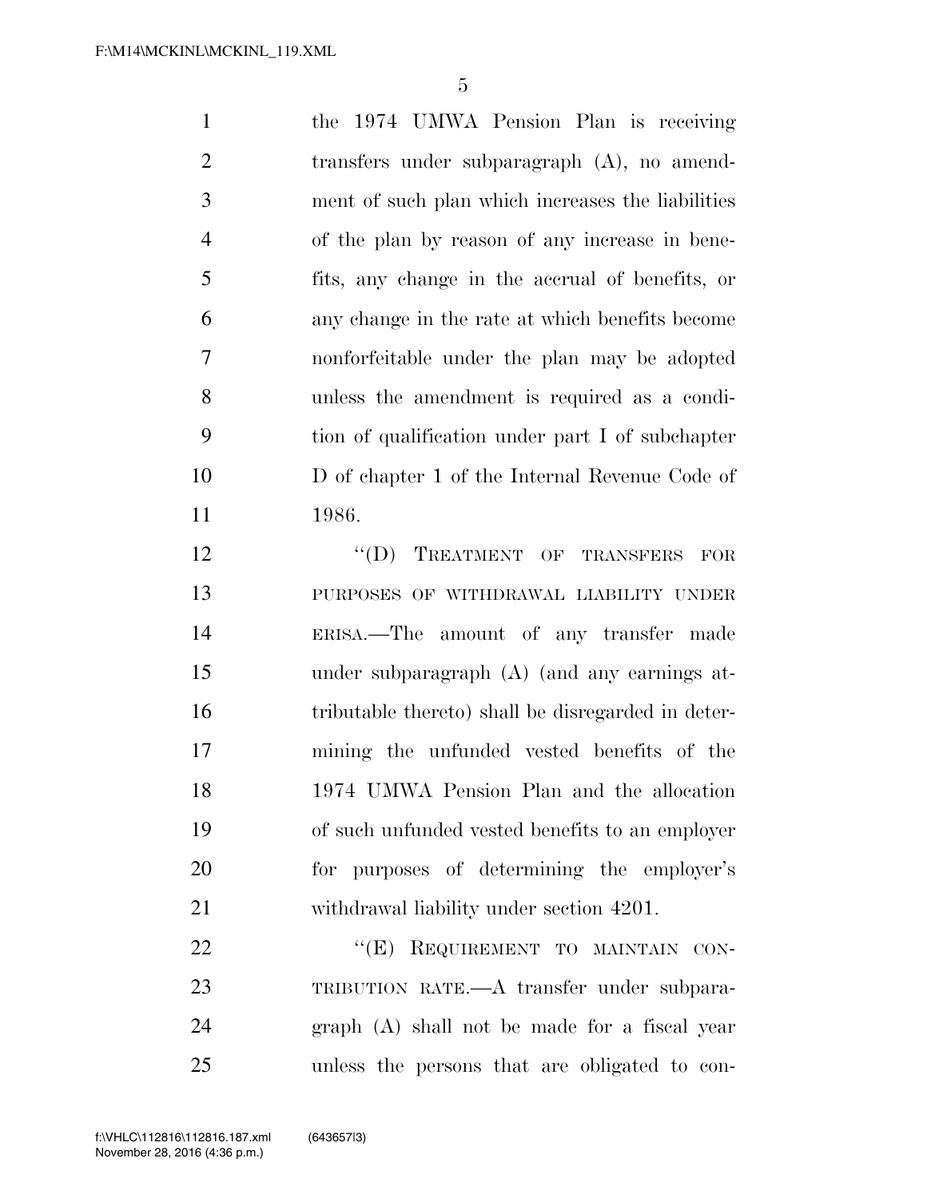the 1974 UMWA Pension Plan is receiving transfers under subparagraph (A), no amendment of such plan which increases the liabilities of the plan by reason of any increase in benefits, any change in the accrual of benefits, or any change in the rate at which benefits become nonforfeitable under the plan may be adopted unless the amendment is required as a condition of qualification under part I of subchapter D of chapter 1 of the Internal Revenue Code of 1986.

"(D) TREATMENT OF TRANSFERS FOR PURPOSES OF WITHDRAWAL LIABILITY UNDER ERISA.—The amount of any transfer made under subparagraph (A) (and any earnings attributable thereto) shall be disregarded in determining the unfunded vested benefits of the 1974 UMWA Pension Plan and the allocation of such unfunded vested benefits to an employer for purposes of determining the employer's withdrawal liability under section 4201.

"(E) REQUIREMENT TO MAINTAIN CONTRIBUTION RATE.—A transfer under subparagraph (A) shall not be made for a fiscal year unless the persons that are obligated to con-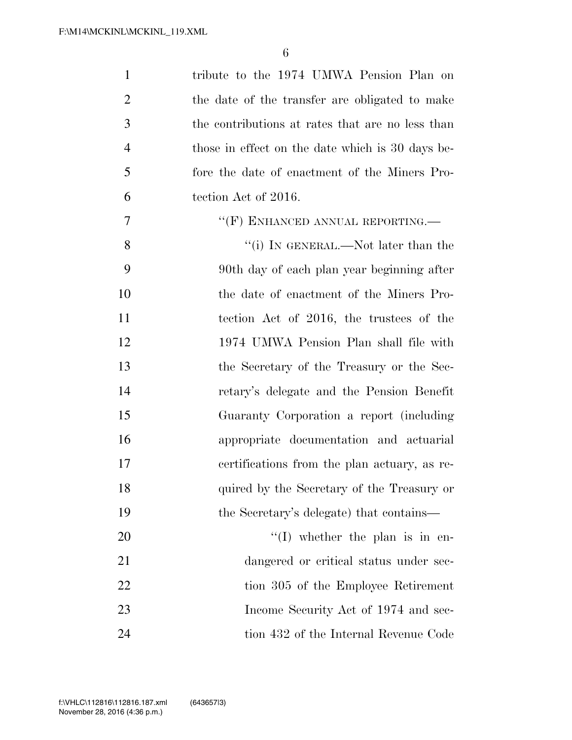tribute to the 1974 UMWA Pension Plan on the date of the transfer are obligated to make the contributions at rates that are no less than those in effect on the date which is 30 days before the date of enactment of the Miners Protection Act of 2016.

"(F) ENHANCED ANNUAL REPORTING.—

"(i) IN GENERAL.—Not later than the 90th day of each plan year beginning after the date of enactment of the Miners Protection Act of 2016, the trustees of the 1974 UMWA Pension Plan shall file with the Secretary of the Treasury or the Secretary's delegate and the Pension Benefit Guaranty Corporation a report (including appropriate documentation and actuarial certifications from the plan actuary, as required by the Secretary of the Treasury or the Secretary's delegate) that contains—

"(I) whether the plan is in endangered or critical status under section 305 of the Employee Retirement Income Security Act of 1974 and section 432 of the Internal Revenue Code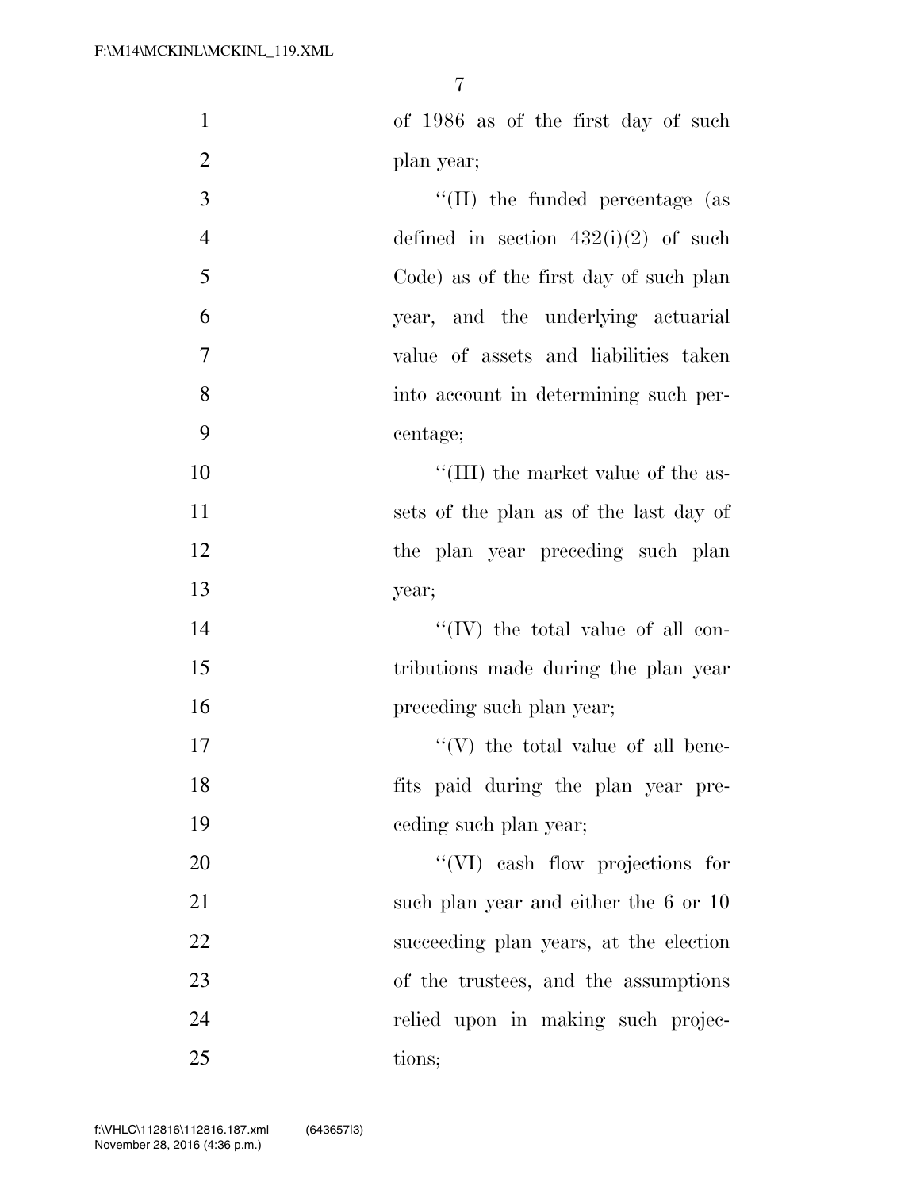of 1986 as of the first day of such plan year;

''(II) the funded percentage (as defined in section 432(i)(2) of such Code) as of the first day of such plan year, and the underlying actuarial value of assets and liabilities taken into account in determining such percentage;

''(III) the market value of the assets of the plan as of the last day of the plan year preceding such plan year;

''(IV) the total value of all contributions made during the plan year preceding such plan year;

''(V) the total value of all benefits paid during the plan year preceding such plan year;

''(VI) cash flow projections for such plan year and either the 6 or 10 succeeding plan years, at the election of the trustees, and the assumptions relied upon in making such projections;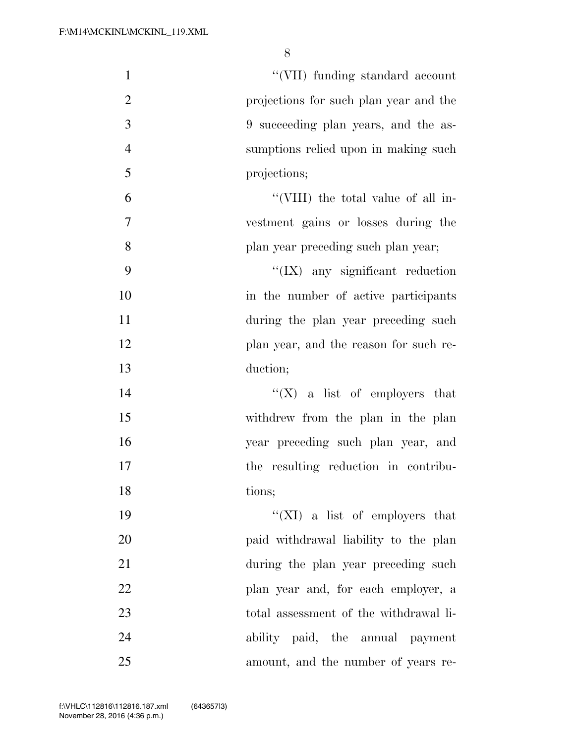''(VII) funding standard account projections for such plan year and the 9 succeeding plan years, and the assumptions relied upon in making such projections;

''(VIII) the total value of all investment gains or losses during the plan year preceding such plan year;

''(IX) any significant reduction in the number of active participants during the plan year preceding such plan year, and the reason for such reduction;

''(X) a list of employers that withdrew from the plan in the plan year preceding such plan year, and the resulting reduction in contributions;

''(XI) a list of employers that paid withdrawal liability to the plan during the plan year preceding such plan year and, for each employer, a total assessment of the withdrawal liability paid, the annual payment amount, and the number of years re-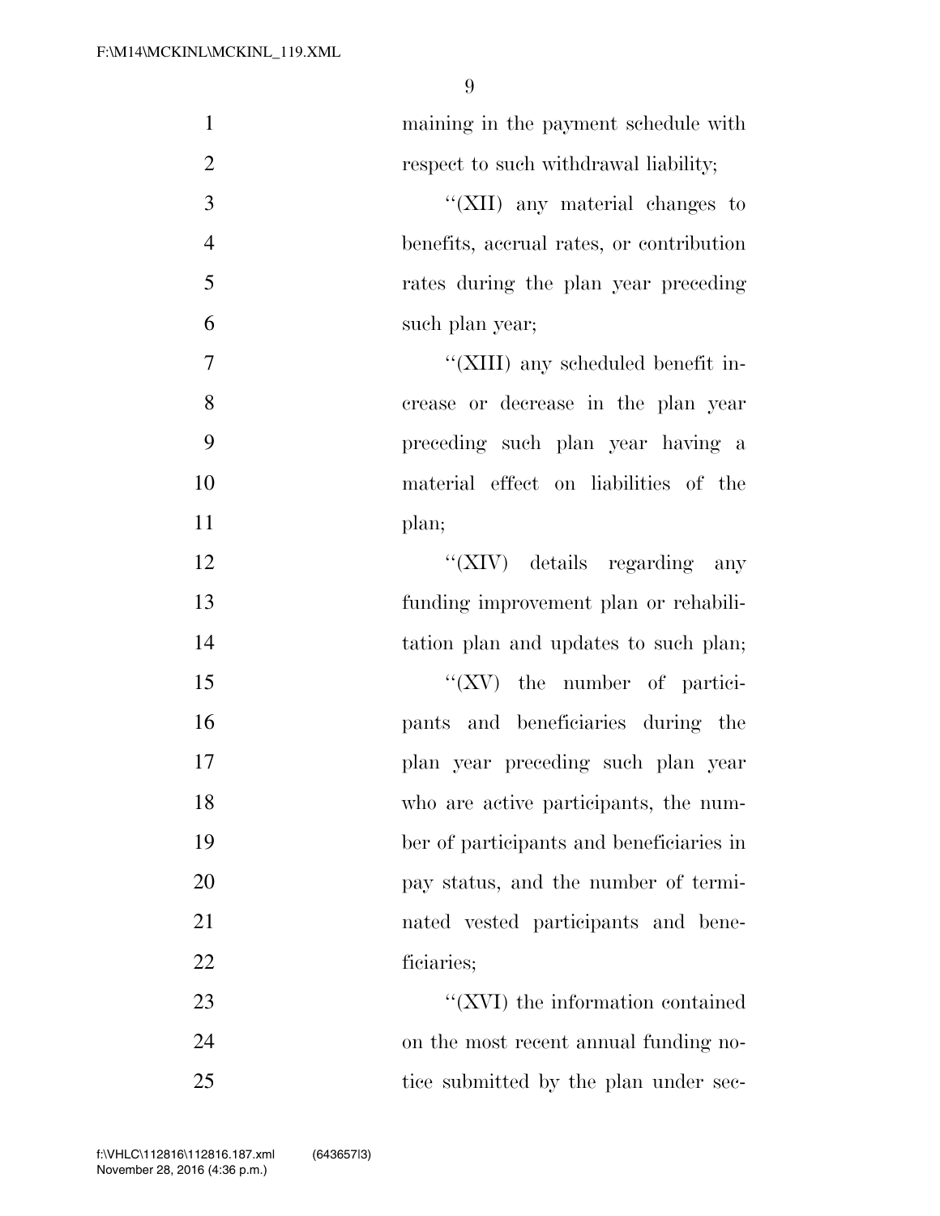maining in the payment schedule with respect to such withdrawal liability;

"(XII) any material changes to benefits, accrual rates, or contribution rates during the plan year preceding such plan year;

"(XIII) any scheduled benefit increase or decrease in the plan year preceding such plan year having a material effect on liabilities of the plan;

"(XIV) details regarding any funding improvement plan or rehabilitation plan and updates to such plan;

"(XV) the number of participants and beneficiaries during the plan year preceding such plan year who are active participants, the number of participants and beneficiaries in pay status, and the number of terminated vested participants and beneficiaries;

"(XVI) the information contained on the most recent annual funding notice submitted by the plan under sec-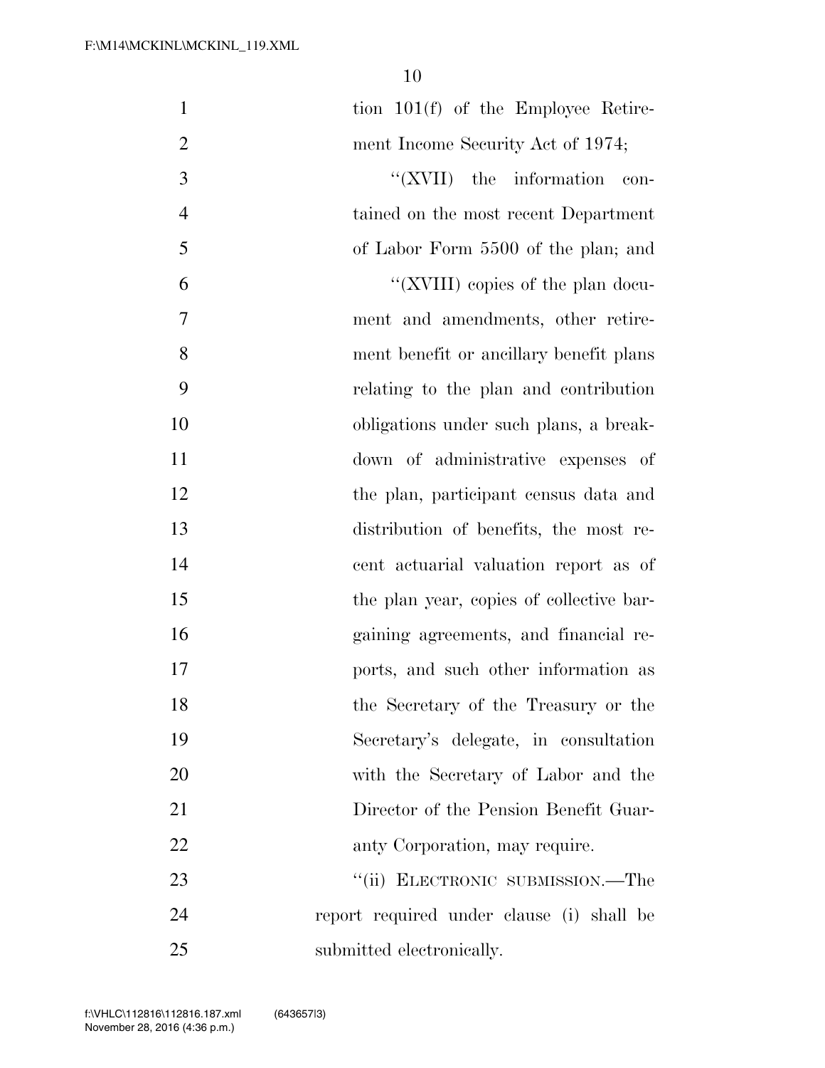tion 101(f) of the Employee Retirement Income Security Act of 1974;

''(XVII) the information contained on the most recent Department of Labor Form 5500 of the plan; and

''(XVIII) copies of the plan document and amendments, other retirement benefit or ancillary benefit plans relating to the plan and contribution obligations under such plans, a breakdown of administrative expenses of the plan, participant census data and distribution of benefits, the most recent actuarial valuation report as of the plan year, copies of collective bargaining agreements, and financial reports, and such other information as the Secretary of the Treasury or the Secretary's delegate, in consultation with the Secretary of Labor and the Director of the Pension Benefit Guaranty Corporation, may require.

''(ii) ELECTRONIC SUBMISSION.—The report required under clause (i) shall be submitted electronically.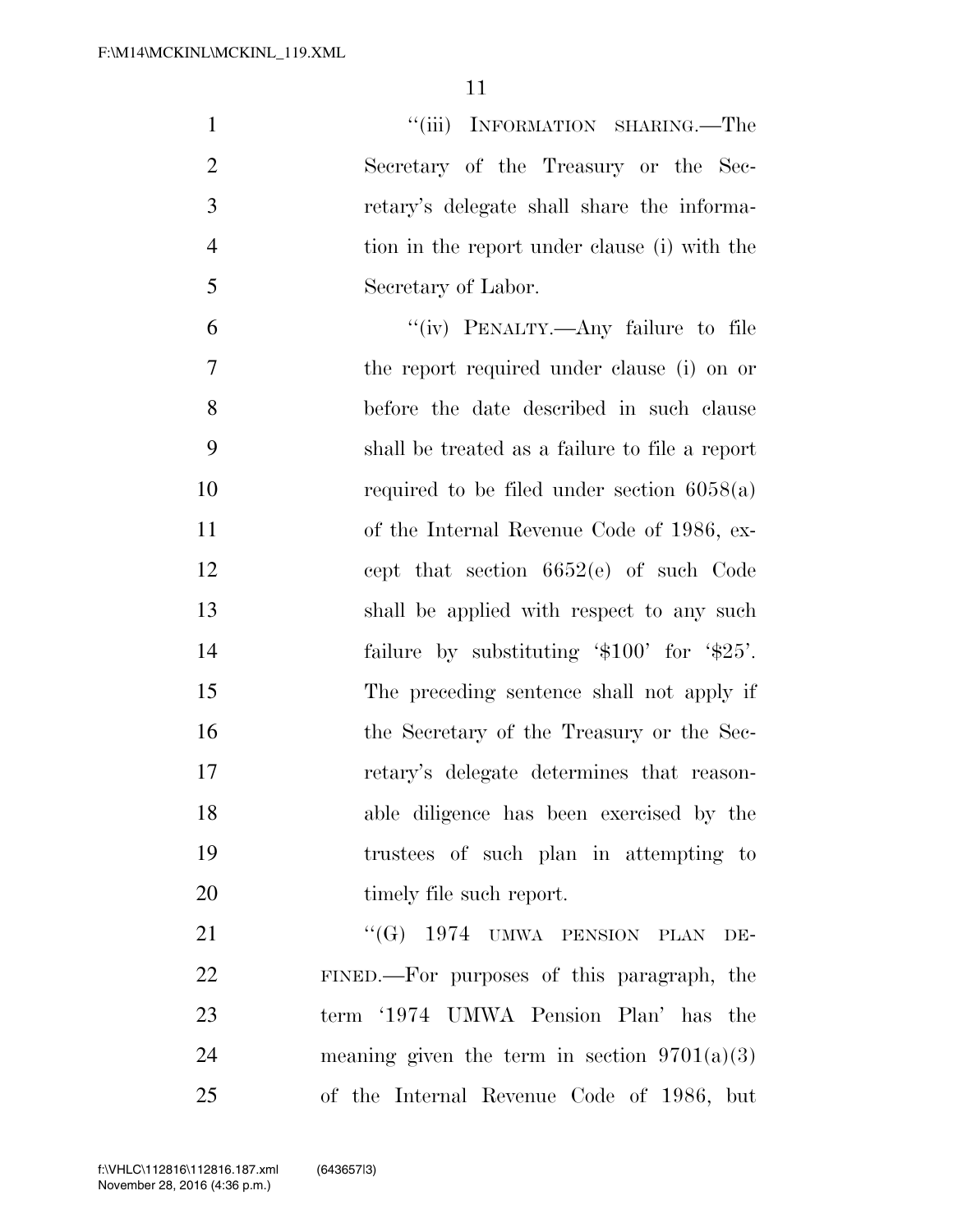"(iii) INFORMATION SHARING.—The Secretary of the Treasury or the Secretary's delegate shall share the information in the report under clause (i) with the Secretary of Labor.

"(iv) PENALTY.—Any failure to file the report required under clause (i) on or before the date described in such clause shall be treated as a failure to file a report required to be filed under section 6058(a) of the Internal Revenue Code of 1986, except that section 6652(e) of such Code shall be applied with respect to any such failure by substituting '$100' for '$25'. The preceding sentence shall not apply if the Secretary of the Treasury or the Secretary's delegate determines that reasonable diligence has been exercised by the trustees of such plan in attempting to timely file such report.

"(G) 1974 UMWA PENSION PLAN DEFINED.—For purposes of this paragraph, the term '1974 UMWA Pension Plan' has the meaning given the term in section 9701(a)(3) of the Internal Revenue Code of 1986, but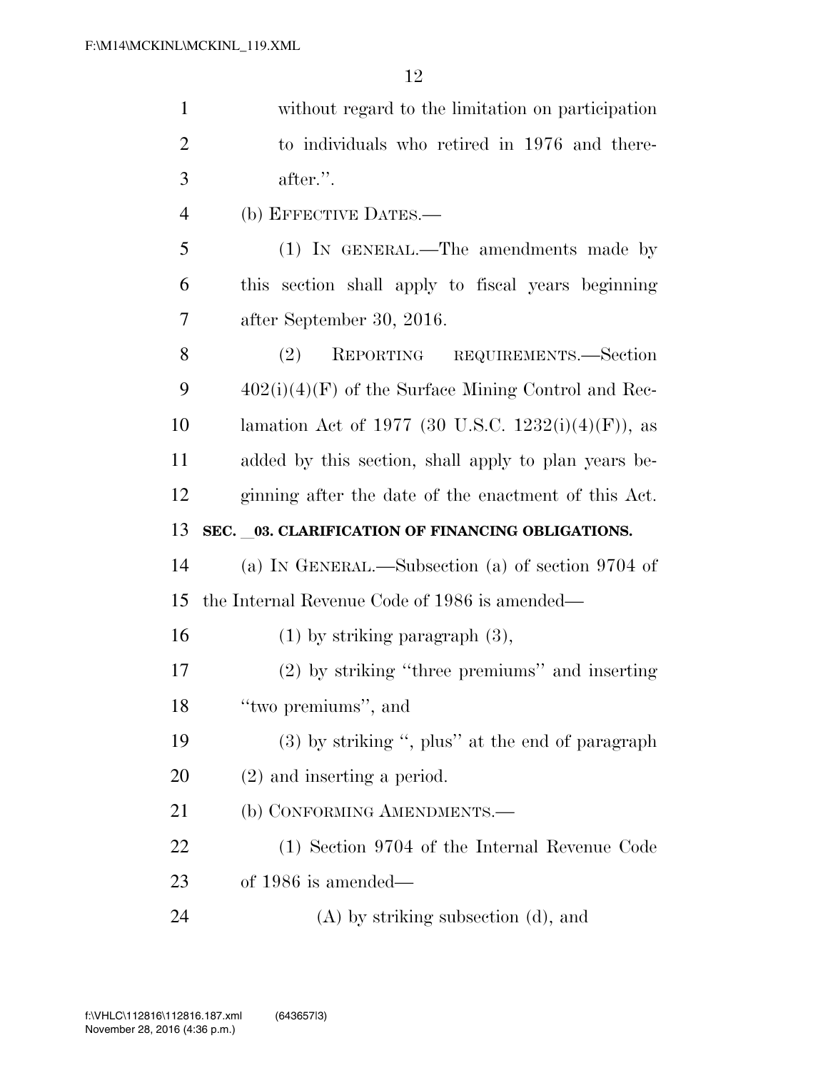without regard to the limitation on participation to individuals who retired in 1976 and thereafter.''.

(b) EFFECTIVE DATES.—

(1) IN GENERAL.—The amendments made by this section shall apply to fiscal years beginning after September 30, 2016.

(2) REPORTING REQUIREMENTS.—Section 402(i)(4)(F) of the Surface Mining Control and Reclamation Act of 1977 (30 U.S.C. 1232(i)(4)(F)), as added by this section, shall apply to plan years beginning after the date of the enactment of this Act.

**SEC. _03. CLARIFICATION OF FINANCING OBLIGATIONS.**

(a) IN GENERAL.—Subsection (a) of section 9704 of the Internal Revenue Code of 1986 is amended—

(1) by striking paragraph (3),

(2) by striking ''three premiums'' and inserting ''two premiums'', and

(3) by striking '', plus'' at the end of paragraph (2) and inserting a period.

(b) CONFORMING AMENDMENTS.—

(1) Section 9704 of the Internal Revenue Code of 1986 is amended—

(A) by striking subsection (d), and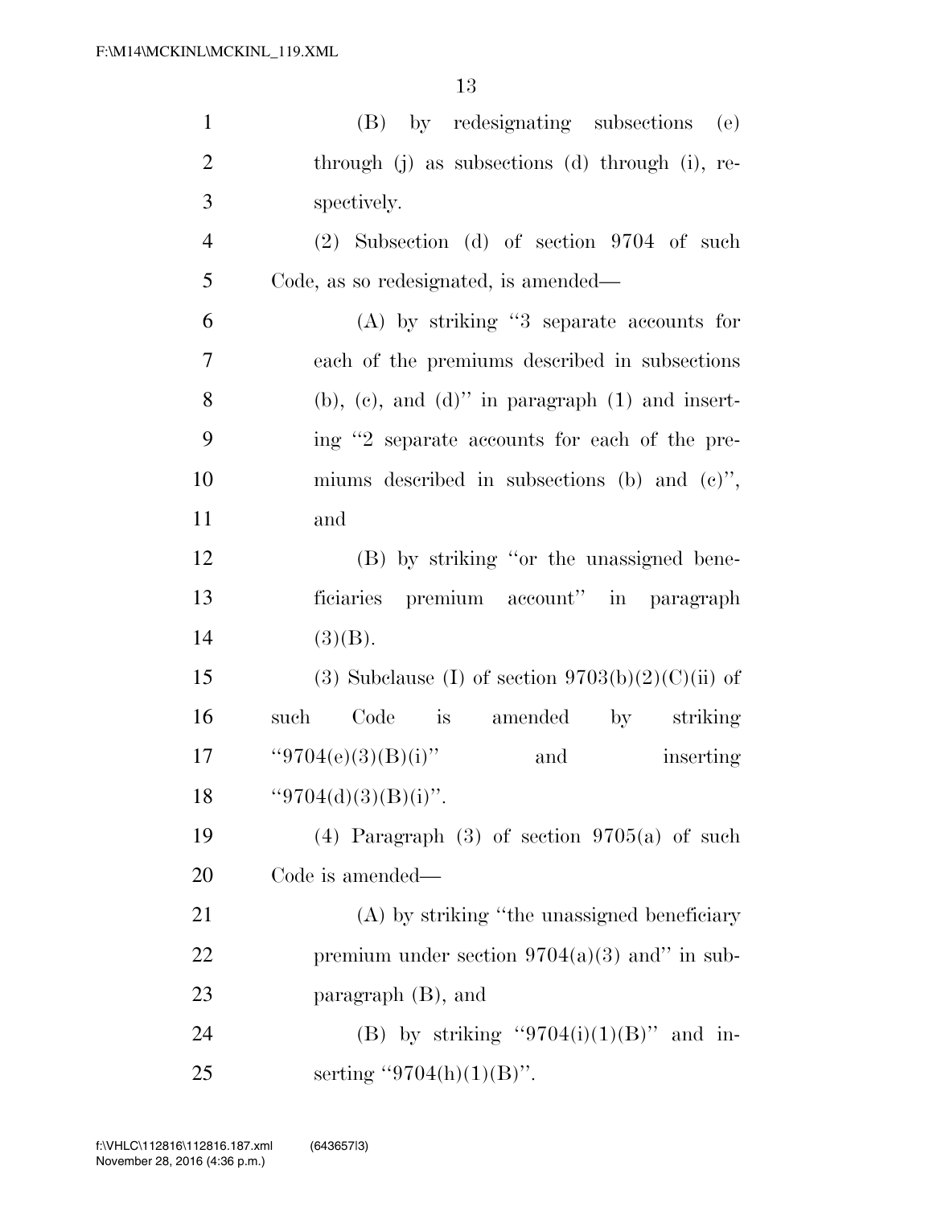(B) by redesignating subsections (e) through (j) as subsections (d) through (i), respectively.

(2) Subsection (d) of section 9704 of such Code, as so redesignated, is amended—

(A) by striking "3 separate accounts for each of the premiums described in subsections (b), (c), and (d)" in paragraph (1) and inserting "2 separate accounts for each of the premiums described in subsections (b) and (c)", and

(B) by striking "or the unassigned beneficiaries premium account" in paragraph (3)(B).

(3) Subclause (I) of section 9703(b)(2)(C)(ii) of such Code is amended by striking "9704(e)(3)(B)(i)" and inserting "9704(d)(3)(B)(i)".

(4) Paragraph (3) of section 9705(a) of such Code is amended—

(A) by striking "the unassigned beneficiary premium under section 9704(a)(3) and" in subparagraph (B), and

(B) by striking "9704(i)(1)(B)" and inserting "9704(h)(1)(B)".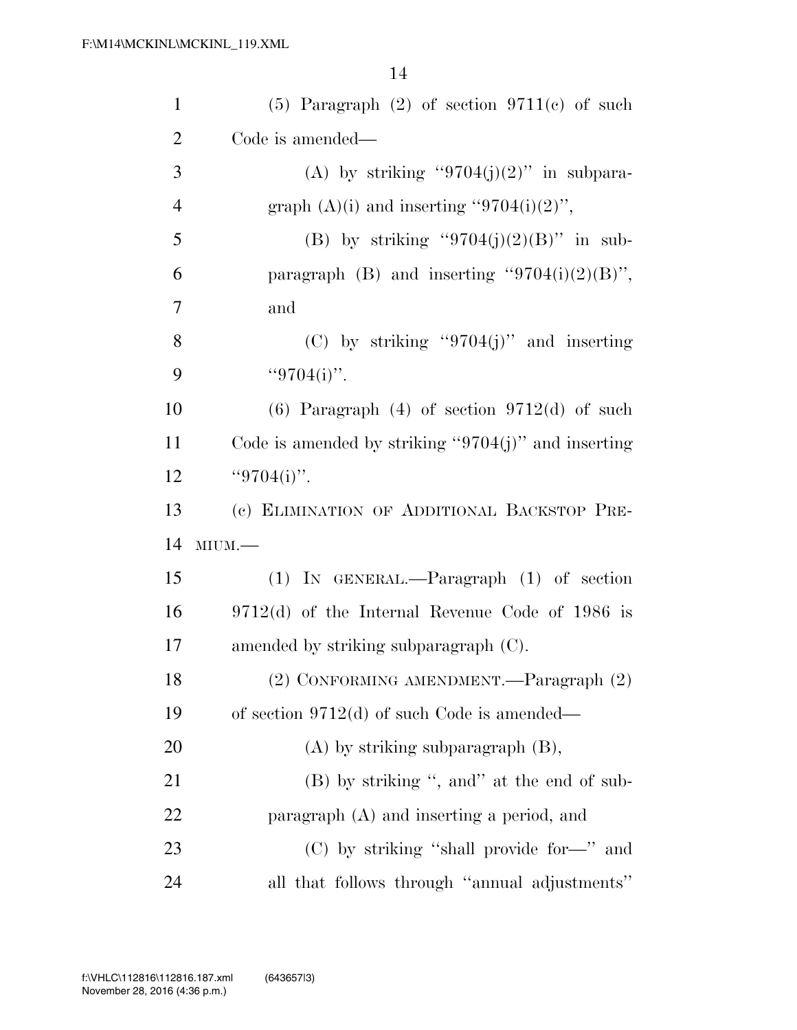(5) Paragraph (2) of section 9711(c) of such Code is amended—

(A) by striking "9704(j)(2)" in subparagraph (A)(i) and inserting "9704(i)(2)",

(B) by striking "9704(j)(2)(B)" in subparagraph (B) and inserting "9704(i)(2)(B)", and

(C) by striking "9704(j)" and inserting "9704(i)".

(6) Paragraph (4) of section 9712(d) of such Code is amended by striking "9704(j)" and inserting "9704(i)".

(c) ELIMINATION OF ADDITIONAL BACKSTOP PREMIUM.—

(1) IN GENERAL.—Paragraph (1) of section 9712(d) of the Internal Revenue Code of 1986 is amended by striking subparagraph (C).

(2) CONFORMING AMENDMENT.—Paragraph (2) of section 9712(d) of such Code is amended—

(A) by striking subparagraph (B),

(B) by striking ", and" at the end of subparagraph (A) and inserting a period, and

(C) by striking "shall provide for—" and all that follows through "annual adjustments"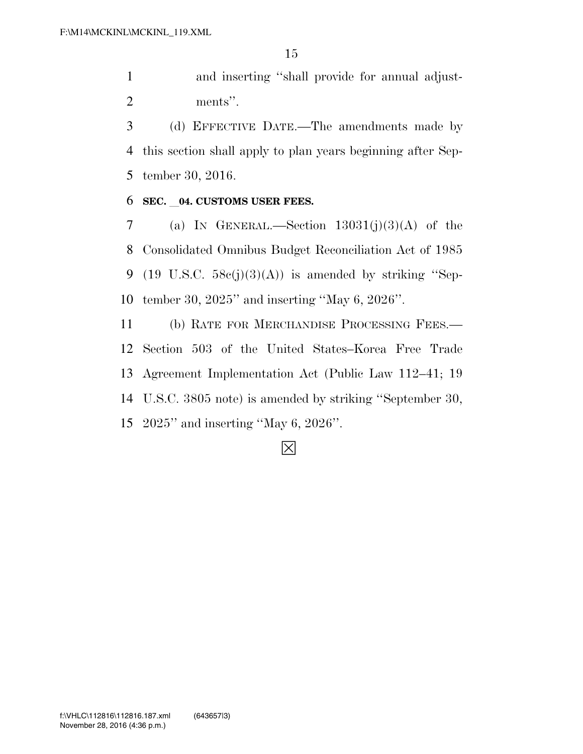and inserting "shall provide for annual adjustments".

(d) EFFECTIVE DATE.—The amendments made by this section shall apply to plan years beginning after September 30, 2016.

**SEC. __04. CUSTOMS USER FEES.**

(a) IN GENERAL.—Section 13031(j)(3)(A) of the Consolidated Omnibus Budget Reconciliation Act of 1985 (19 U.S.C. 58c(j)(3)(A)) is amended by striking "September 30, 2025" and inserting "May 6, 2026".

(b) RATE FOR MERCHANDISE PROCESSING FEES.—Section 503 of the United States–Korea Free Trade Agreement Implementation Act (Public Law 112–41; 19 U.S.C. 3805 note) is amended by striking "September 30, 2025" and inserting "May 6, 2026".

☒